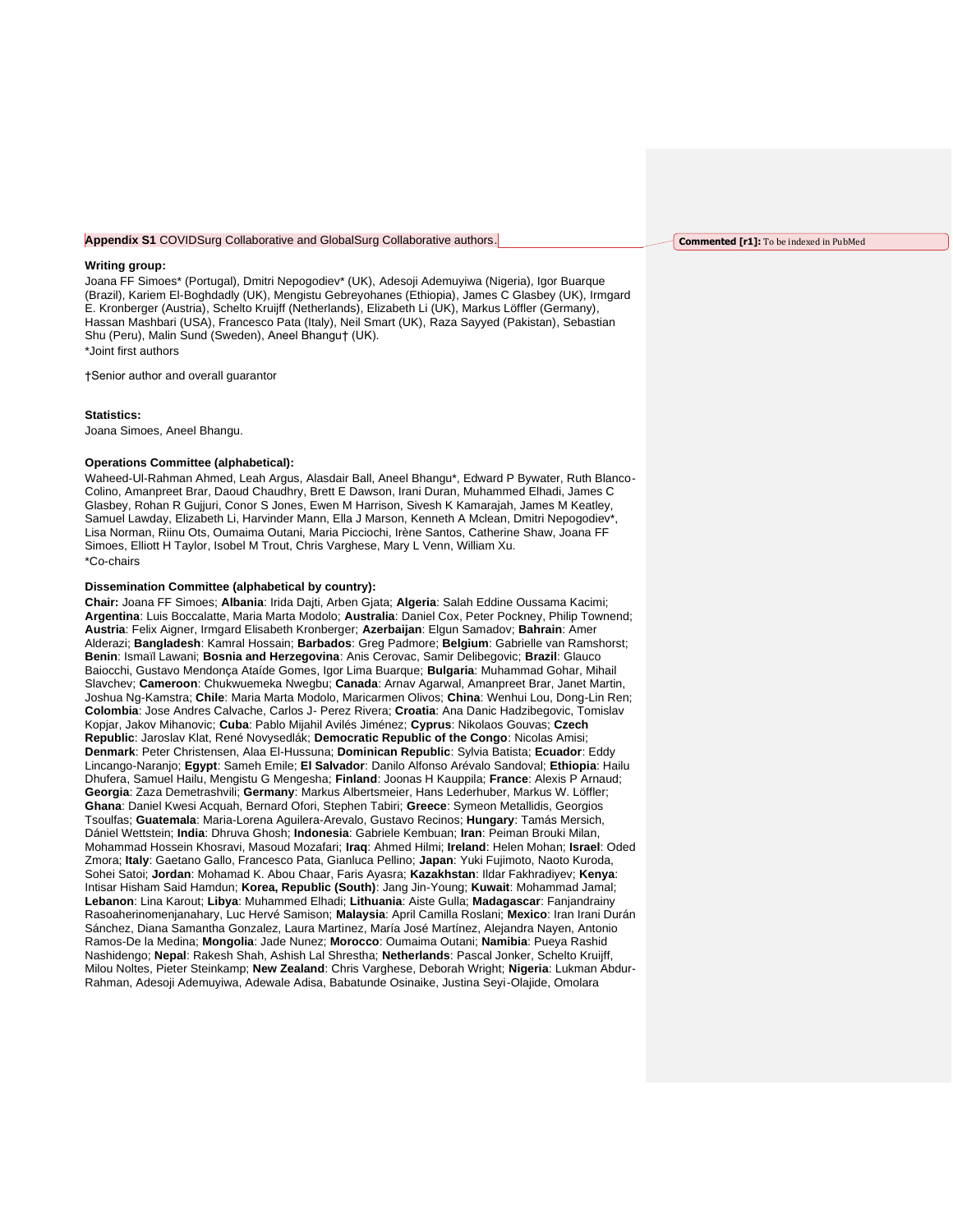**Appendix S1** COVIDSurg Collaborative and GlobalSurg Collaborative authors.

**Commented [r1]:** To be indexed in PubMed

**Writing group:**

Joana FF Simoes* (Portugal), Dmitri Nepogodiev* (UK), Adesoji Ademuyiwa (Nigeria), Igor Buarque (Brazil), Kariem El-Boghdadly (UK), Mengistu Gebreyohanes (Ethiopia), James C Glasbey (UK), Irmgard E. Kronberger (Austria), Schelto Kruijff (Netherlands), Elizabeth Li (UK), Markus Löffler (Germany), Hassan Mashbari (USA), Francesco Pata (Italy), Neil Smart (UK), Raza Sayyed (Pakistan), Sebastian Shu (Peru), Malin Sund (Sweden), Aneel Bhangu† (UK).

*Joint first authors

†Senior author and overall guarantor

**Statistics:**

Joana Simoes, Aneel Bhangu.

**Operations Committee (alphabetical):**

Waheed-Ul-Rahman Ahmed, Leah Argus, Alasdair Ball, Aneel Bhangu*, Edward P Bywater, Ruth Blanco-Colino, Amanpreet Brar, Daoud Chaudhry, Brett E Dawson, Irani Duran, Muhammed Elhadi, James C Glasbey, Rohan R Gujjuri, Conor S Jones, Ewen M Harrison, Sivesh K Kamarajah, James M Keatley, Samuel Lawday, Elizabeth Li, Harvinder Mann, Ella J Marson, Kenneth A Mclean, Dmitri Nepogodiev*, Lisa Norman, Riinu Ots, Oumaima Outani, Maria Picciochi, Irène Santos, Catherine Shaw, Joana FF Simoes, Elliott H Taylor, Isobel M Trout, Chris Varghese, Mary L Venn, William Xu.

*Co-chairs

**Dissemination Committee (alphabetical by country):**

**Chair:** Joana FF Simoes; **Albania**: Irida Dajti, Arben Gjata; **Algeria**: Salah Eddine Oussama Kacimi; **Argentina**: Luis Boccalatte, Maria Marta Modolo; **Australia**: Daniel Cox, Peter Pockney, Philip Townend; **Austria**: Felix Aigner, Irmgard Elisabeth Kronberger; **Azerbaijan**: Elgun Samadov; **Bahrain**: Amer Alderazi; **Bangladesh**: Kamral Hossain; **Barbados**: Greg Padmore; **Belgium**: Gabrielle van Ramshorst; **Benin**: Ismaïl Lawani; **Bosnia and Herzegovina**: Anis Cerovac, Samir Delibegovic; **Brazil**: Glauco Baiocchi, Gustavo Mendonça Ataíde Gomes, Igor Lima Buarque; **Bulgaria**: Muhammad Gohar, Mihail Slavchev; **Cameroon**: Chukwuemeka Nwegbu; **Canada**: Arnav Agarwal, Amanpreet Brar, Janet Martin, Joshua Ng-Kamstra; **Chile**: Maria Marta Modolo, Maricarmen Olivos; **China**: Wenhui Lou, Dong-Lin Ren; **Colombia**: Jose Andres Calvache, Carlos J- Perez Rivera; **Croatia**: Ana Danic Hadzibegovic, Tomislav Kopjar, Jakov Mihanovic; **Cuba**: Pablo Mijahil Avilés Jiménez; **Cyprus**: Nikolaos Gouvas; **Czech Republic**: Jaroslav Klat, René Novysedlák; **Democratic Republic of the Congo**: Nicolas Amisi; **Denmark**: Peter Christensen, Alaa El-Hussuna; **Dominican Republic**: Sylvia Batista; **Ecuador**: Eddy Lincango-Naranjo; **Egypt**: Sameh Emile; **El Salvador**: Danilo Alfonso Arévalo Sandoval; **Ethiopia**: Hailu Dhufera, Samuel Hailu, Mengistu G Mengesha; **Finland**: Joonas H Kauppila; **France**: Alexis P Arnaud; **Georgia**: Zaza Demetrashvili; **Germany**: Markus Albertsmeier, Hans Lederhuber, Markus W. Löffler; **Ghana**: Daniel Kwesi Acquah, Bernard Ofori, Stephen Tabiri; **Greece**: Symeon Metallidis, Georgios Tsoulfas; **Guatemala**: Maria-Lorena Aguilera-Arevalo, Gustavo Recinos; **Hungary**: Tamás Mersich, Dániel Wettstein; **India**: Dhruva Ghosh; **Indonesia**: Gabriele Kembuan; **Iran**: Peiman Brouki Milan, Mohammad Hossein Khosravi, Masoud Mozafari; **Iraq**: Ahmed Hilmi; **Ireland**: Helen Mohan; **Israel**: Oded Zmora; **Italy**: Gaetano Gallo, Francesco Pata, Gianluca Pellino; **Japan**: Yuki Fujimoto, Naoto Kuroda, Sohei Satoi; **Jordan**: Mohamad K. Abou Chaar, Faris Ayasra; **Kazakhstan**: Ildar Fakhradiyev; **Kenya**: Intisar Hisham Said Hamdun; **Korea, Republic (South)**: Jang Jin-Young; **Kuwait**: Mohammad Jamal; **Lebanon**: Lina Karout; **Libya**: Muhammed Elhadi; **Lithuania**: Aiste Gulla; **Madagascar**: Fanjandrainy Rasoaherinomenjanahary, Luc Hervé Samison; **Malaysia**: April Camilla Roslani; **Mexico**: Iran Irani Durán Sánchez, Diana Samantha Gonzalez, Laura Martinez, María José Martínez, Alejandra Nayen, Antonio Ramos-De la Medina; **Mongolia**: Jade Nunez; **Morocco**: Oumaima Outani; **Namibia**: Pueya Rashid Nashidengo; **Nepal**: Rakesh Shah, Ashish Lal Shrestha; **Netherlands**: Pascal Jonker, Schelto Kruijff, Milou Noltes, Pieter Steinkamp; **New Zealand**: Chris Varghese, Deborah Wright; **Nigeria**: Lukman Abdur-Rahman, Adesoji Ademuyiwa, Adewale Adisa, Babatunde Osinaike, Justina Seyi-Olajide, Omolara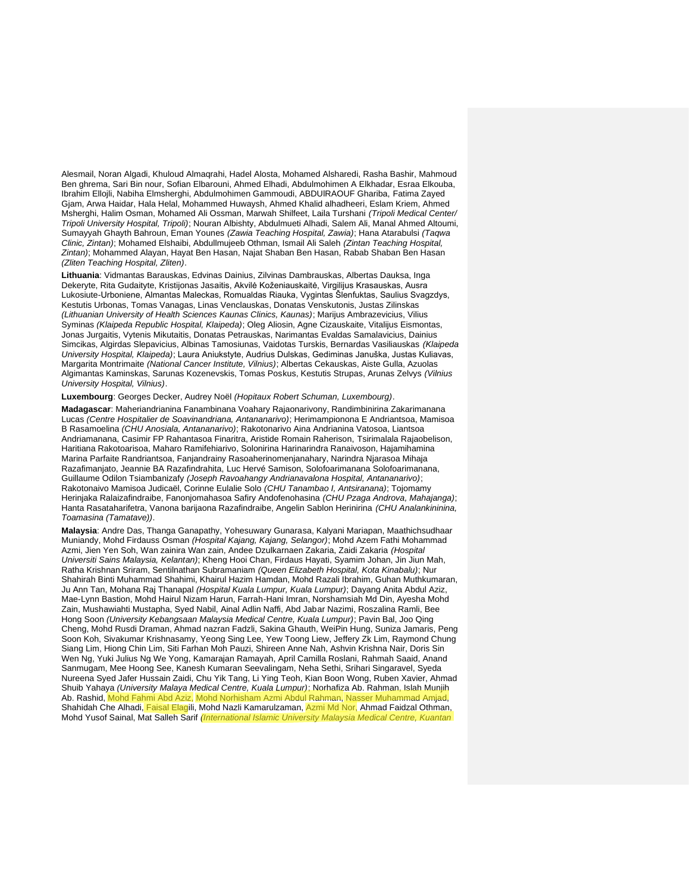Alesmail, Noran Algadi, Khuloud Almaqrahi, Hadel Alosta, Mohamed Alsharedi, Rasha Bashir, Mahmoud Ben ghrema, Sari Bin nour, Sofian Elbarouni, Ahmed Elhadi, Abdulmohimen A Elkhadar, Esraa Elkouba, Ibrahim Ellojli, Nabiha Elmsherghi, Abdulmohimen Gammoudi, ABDUlRAOUF Ghariba, Fatima Zayed Gjam, Arwa Haidar, Hala Helal, Mohammed Huwaysh, Ahmed Khalid alhadheeri, Eslam Kriem, Ahmed Msherghi, Halim Osman, Mohamed Ali Ossman, Marwah Shilfeet, Laila Turshani *(Tripoli Medical Center/ Tripoli University Hospital, Tripoli)*; Nouran Albishty, Abdulmueti Alhadi, Salem Ali, Manal Ahmed Altoumi, Sumayyah Ghayth Bahroun, Eman Younes *(Zawia Teaching Hospital, Zawia)*; Hana Atarabulsi *(Taqwa Clinic, Zintan)*; Mohamed Elshaibi, Abdullmujeeb Othman, Ismail Ali Saleh *(Zintan Teaching Hospital, Zintan)*; Mohammed Alayan, Hayat Ben Hasan, Najat Shaban Ben Hasan, Rabab Shaban Ben Hasan *(Zliten Teaching Hospital, Zliten)*.

**Lithuania**: Vidmantas Barauskas, Edvinas Dainius, Zilvinas Dambrauskas, Albertas Dauksa, Inga Dekeryte, Rita Gudaityte, Kristijonas Jasaitis, Akvilė Koženiauskaitė, Virgilijus Krasauskas, Ausra Lukosiute-Urboniene, Almantas Maleckas, Romualdas Riauka, Vygintas Šlenfuktas, Saulius Svagzdys, Kestutis Urbonas, Tomas Vanagas, Linas Venclauskas, Donatas Venskutonis, Justas Zilinskas *(Lithuanian University of Health Sciences Kaunas Clinics, Kaunas)*; Marijus Ambrazevicius, Vilius Syminas *(Klaipeda Republic Hospital, Klaipeda)*; Oleg Aliosin, Agne Cizauskaite, Vitalijus Eismontas, Jonas Jurgaitis, Vytenis Mikutaitis, Donatas Petrauskas, Narimantas Evaldas Samalavicius, Dainius Simcikas, Algirdas Slepavicius, Albinas Tamosiunas, Vaidotas Turskis, Bernardas Vasiliauskas *(Klaipeda University Hospital, Klaipeda)*; Laura Aniukstyte, Audrius Dulskas, Gediminas Januška, Justas Kuliavas, Margarita Montrimaite *(National Cancer Institute, Vilnius)*; Albertas Cekauskas, Aiste Gulla, Azuolas Algimantas Kaminskas, Sarunas Kozenevskis, Tomas Poskus, Kestutis Strupas, Arunas Zelvys *(Vilnius University Hospital, Vilnius)*.

**Luxembourg**: Georges Decker, Audrey Noël *(Hopitaux Robert Schuman, Luxembourg)*.

**Madagascar**: Maheriandrianina Fanambinana Voahary Rajaonarivony, Randimbinirina Zakarimanana Lucas *(Centre Hospitalier de Soavinandriana, Antananarivo)*; Herimampionona E Andriantsoa, Mamisoa B Rasamoelina *(CHU Anosiala, Antananarivo)*; Rakotonarivo Aina Andrianina Vatosoa, Liantsoa Andriamanana, Casimir FP Rahantasoa Finaritra, Aristide Romain Raherison, Tsirimalala Rajaobelison, Haritiana Rakotoarisoa, Maharo Ramifehiarivo, Solonirina Harinarindra Ranaivoson, Hajamihamina Marina Parfaite Randriantsoa, Fanjandrainy Rasoaherinomenjanahary, Narindra Njarasoa Mihaja Razafimanjato, Jeannie BA Razafindrahita, Luc Hervé Samison, Solofoarimanana Solofoarimanana, Guillaume Odilon Tsiambanizafy *(Joseph Ravoahangy Andrianavalona Hospital, Antananarivo)*; Rakotonaivo Mamisoa Judicaël, Corinne Eulalie Solo *(CHU Tanambao I, Antsiranana)*; Tojomamy Herinjaka Ralaizafindraibe, Fanonjomahasoa Safiry Andofenohasina *(CHU Pzaga Androva, Mahajanga)*; Hanta Rasataharifetra, Vanona barijaona Razafindraibe, Angelin Sablon Herinirina *(CHU Analankininina, Toamasina (Tamatave))*.

**Malaysia**: Andre Das, Thanga Ganapathy, Yohesuwary Gunarasa, Kalyani Mariapan, Maathichsudhaar Muniandy, Mohd Firdauss Osman *(Hospital Kajang, Kajang, Selangor)*; Mohd Azem Fathi Mohammad Azmi, Jien Yen Soh, Wan zainira Wan zain, Andee Dzulkarnaen Zakaria, Zaidi Zakaria *(Hospital Universiti Sains Malaysia, Kelantan)*; Kheng Hooi Chan, Firdaus Hayati, Syamim Johan, Jin Jiun Mah, Ratha Krishnan Sriram, Sentilnathan Subramaniam *(Queen Elizabeth Hospital, Kota Kinabalu)*; Nur Shahirah Binti Muhammad Shahimi, Khairul Hazim Hamdan, Mohd Razali Ibrahim, Guhan Muthkumaran, Ju Ann Tan, Mohana Raj Thanapal *(Hospital Kuala Lumpur, Kuala Lumpur)*; Dayang Anita Abdul Aziz, Mae-Lynn Bastion, Mohd Hairul Nizam Harun, Farrah-Hani Imran, Norshamsiah Md Din, Ayesha Mohd Zain, Mushawiahti Mustapha, Syed Nabil, Ainal Adlin Naffi, Abd Jabar Nazimi, Roszalina Ramli, Bee Hong Soon *(University Kebangsaan Malaysia Medical Centre, Kuala Lumpur)*; Pavin Bal, Joo Qing Cheng, Mohd Rusdi Draman, Ahmad nazran Fadzli, Sakina Ghauth, WeiPin Hung, Suniza Jamaris, Peng Soon Koh, Sivakumar Krishnasamy, Yeong Sing Lee, Yew Toong Liew, Jeffery Zk Lim, Raymond Chung Siang Lim, Hiong Chin Lim, Siti Farhan Moh Pauzi, Shireen Anne Nah, Ashvin Krishna Nair, Doris Sin Wen Ng, Yuki Julius Ng We Yong, Kamarajan Ramayah, April Camilla Roslani, Rahmah Saaid, Anand Sanmugam, Mee Hoong See, Kanesh Kumaran Seevalingam, Neha Sethi, Srihari Singaravel, Syeda Nureena Syed Jafer Hussain Zaidi, Chu Yik Tang, Li Ying Teoh, Kian Boon Wong, Ruben Xavier, Ahmad Shuib Yahaya *(University Malaya Medical Centre, Kuala Lumpur)*; Norhafiza Ab. Rahman, Islah Munjih Ab. Rashid, Mohd Fahmi Abd Aziz, Mohd Norhisham Azmi Abdul Rahman, Nasser Muhammad Amjad, Shahidah Che Alhadi, Faisal Elagili, Mohd Nazli Kamarulzaman, Azmi Md Nor, Ahmad Faidzal Othman, Mohd Yusof Sainal, Mat Salleh Sarif *(International Islamic University Malaysia Medical Centre, Kuantan*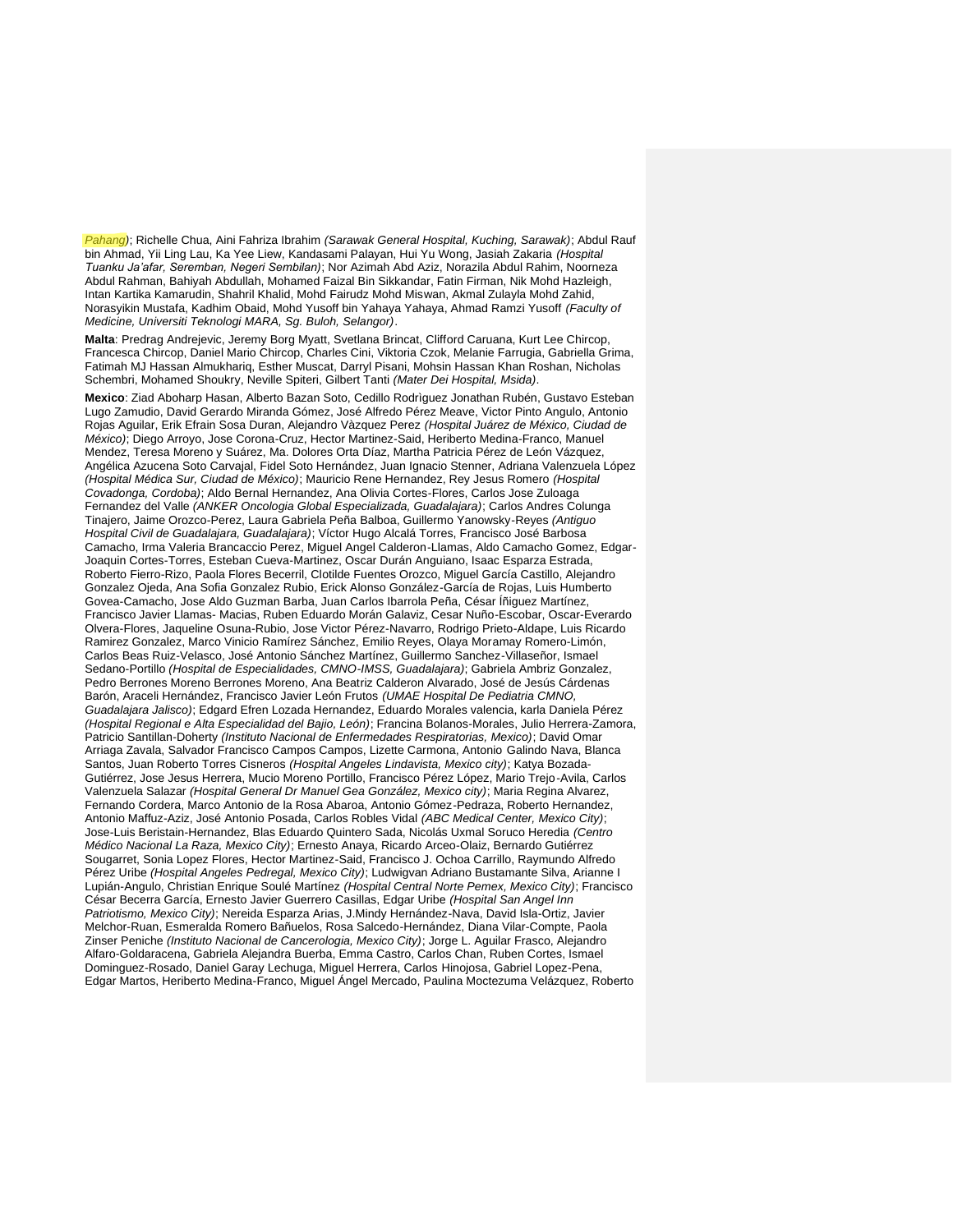*Pahang)*; Richelle Chua, Aini Fahriza Ibrahim *(Sarawak General Hospital, Kuching, Sarawak)*; Abdul Rauf bin Ahmad, Yii Ling Lau, Ka Yee Liew, Kandasami Palayan, Hui Yu Wong, Jasiah Zakaria *(Hospital Tuanku Ja'afar, Seremban, Negeri Sembilan)*; Nor Azimah Abd Aziz, Norazila Abdul Rahim, Noorneza Abdul Rahman, Bahiyah Abdullah, Mohamed Faizal Bin Sikkandar, Fatin Firman, Nik Mohd Hazleigh, Intan Kartika Kamarudin, Shahril Khalid, Mohd Fairudz Mohd Miswan, Akmal Zulayla Mohd Zahid, Norasyikin Mustafa, Kadhim Obaid, Mohd Yusoff bin Yahaya Yahaya, Ahmad Ramzi Yusoff *(Faculty of Medicine, Universiti Teknologi MARA, Sg. Buloh, Selangor)*.

**Malta**: Predrag Andrejevic, Jeremy Borg Myatt, Svetlana Brincat, Clifford Caruana, Kurt Lee Chircop, Francesca Chircop, Daniel Mario Chircop, Charles Cini, Viktoria Czok, Melanie Farrugia, Gabriella Grima, Fatimah MJ Hassan Almukhariq, Esther Muscat, Darryl Pisani, Mohsin Hassan Khan Roshan, Nicholas Schembri, Mohamed Shoukry, Neville Spiteri, Gilbert Tanti *(Mater Dei Hospital, Msida)*.

**Mexico**: Ziad Aboharp Hasan, Alberto Bazan Soto, Cedillo Rodrìguez Jonathan Rubén, Gustavo Esteban Lugo Zamudio, David Gerardo Miranda Gómez, José Alfredo Pérez Meave, Victor Pinto Angulo, Antonio Rojas Aguilar, Erik Efrain Sosa Duran, Alejandro Vàzquez Perez *(Hospital Juárez de México, Ciudad de México)*; Diego Arroyo, Jose Corona-Cruz, Hector Martinez-Said, Heriberto Medina-Franco, Manuel Mendez, Teresa Moreno y Suárez, Ma. Dolores Orta Díaz, Martha Patricia Pérez de León Vázquez, Angélica Azucena Soto Carvajal, Fidel Soto Hernández, Juan Ignacio Stenner, Adriana Valenzuela López *(Hospital Médica Sur, Ciudad de México)*; Mauricio Rene Hernandez, Rey Jesus Romero *(Hospital Covadonga, Cordoba)*; Aldo Bernal Hernandez, Ana Olivia Cortes-Flores, Carlos Jose Zuloaga Fernandez del Valle *(ANKER Oncologia Global Especializada, Guadalajara)*; Carlos Andres Colunga Tinajero, Jaime Orozco-Perez, Laura Gabriela Peña Balboa, Guillermo Yanowsky-Reyes *(Antiguo Hospital Civil de Guadalajara, Guadalajara)*; Víctor Hugo Alcalá Torres, Francisco José Barbosa Camacho, Irma Valeria Brancaccio Perez, Miguel Angel Calderon-Llamas, Aldo Camacho Gomez, Edgar-Joaquin Cortes-Torres, Esteban Cueva-Martinez, Oscar Durán Anguiano, Isaac Esparza Estrada, Roberto Fierro-Rizo, Paola Flores Becerril, Clotilde Fuentes Orozco, Miguel García Castillo, Alejandro Gonzalez Ojeda, Ana Sofia Gonzalez Rubio, Erick Alonso González-García de Rojas, Luis Humberto Govea-Camacho, Jose Aldo Guzman Barba, Juan Carlos Ibarrola Peña, César Íñiguez Martínez, Francisco Javier Llamas- Macias, Ruben Eduardo Morán Galaviz, Cesar Nuño-Escobar, Oscar-Everardo Olvera-Flores, Jaqueline Osuna-Rubio, Jose Victor Pérez-Navarro, Rodrigo Prieto-Aldape, Luis Ricardo Ramirez Gonzalez, Marco Vinicio Ramírez Sánchez, Emilio Reyes, Olaya Moramay Romero-Limón, Carlos Beas Ruiz-Velasco, José Antonio Sánchez Martínez, Guillermo Sanchez-Villaseñor, Ismael Sedano-Portillo *(Hospital de Especialidades, CMNO-IMSS, Guadalajara)*; Gabriela Ambriz Gonzalez, Pedro Berrones Moreno Berrones Moreno, Ana Beatriz Calderon Alvarado, José de Jesús Cárdenas Barón, Araceli Hernández, Francisco Javier León Frutos *(UMAE Hospital De Pediatria CMNO, Guadalajara Jalisco)*; Edgard Efren Lozada Hernandez, Eduardo Morales valencia, karla Daniela Pérez *(Hospital Regional e Alta Especialidad del Bajio, León)*; Francina Bolanos-Morales, Julio Herrera-Zamora, Patricio Santillan-Doherty *(Instituto Nacional de Enfermedades Respiratorias, Mexico)*; David Omar Arriaga Zavala, Salvador Francisco Campos Campos, Lizette Carmona, Antonio Galindo Nava, Blanca Santos, Juan Roberto Torres Cisneros *(Hospital Angeles Lindavista, Mexico city)*; Katya Bozada-Gutiérrez, Jose Jesus Herrera, Mucio Moreno Portillo, Francisco Pérez López, Mario Trejo-Avila, Carlos Valenzuela Salazar *(Hospital General Dr Manuel Gea González, Mexico city)*; Maria Regina Alvarez, Fernando Cordera, Marco Antonio de la Rosa Abaroa, Antonio Gómez-Pedraza, Roberto Hernandez, Antonio Maffuz-Aziz, José Antonio Posada, Carlos Robles Vidal *(ABC Medical Center, Mexico City)*; Jose-Luis Beristain-Hernandez, Blas Eduardo Quintero Sada, Nicolás Uxmal Soruco Heredia *(Centro Médico Nacional La Raza, Mexico City)*; Ernesto Anaya, Ricardo Arceo-Olaiz, Bernardo Gutiérrez Sougarret, Sonia Lopez Flores, Hector Martinez-Said, Francisco J. Ochoa Carrillo, Raymundo Alfredo Pérez Uribe *(Hospital Angeles Pedregal, Mexico City)*; Ludwigvan Adriano Bustamante Silva, Arianne I Lupián-Angulo, Christian Enrique Soulé Martínez *(Hospital Central Norte Pemex, Mexico City)*; Francisco César Becerra García, Ernesto Javier Guerrero Casillas, Edgar Uribe *(Hospital San Angel Inn Patriotismo, Mexico City)*; Nereida Esparza Arias, J.Mindy Hernández-Nava, David Isla-Ortiz, Javier Melchor-Ruan, Esmeralda Romero Bañuelos, Rosa Salcedo-Hernández, Diana Vilar-Compte, Paola Zinser Peniche *(Instituto Nacional de Cancerologia, Mexico City)*; Jorge L. Aguilar Frasco, Alejandro Alfaro-Goldaracena, Gabriela Alejandra Buerba, Emma Castro, Carlos Chan, Ruben Cortes, Ismael Dominguez-Rosado, Daniel Garay Lechuga, Miguel Herrera, Carlos Hinojosa, Gabriel Lopez-Pena, Edgar Martos, Heriberto Medina-Franco, Miguel Ángel Mercado, Paulina Moctezuma Velázquez, Roberto